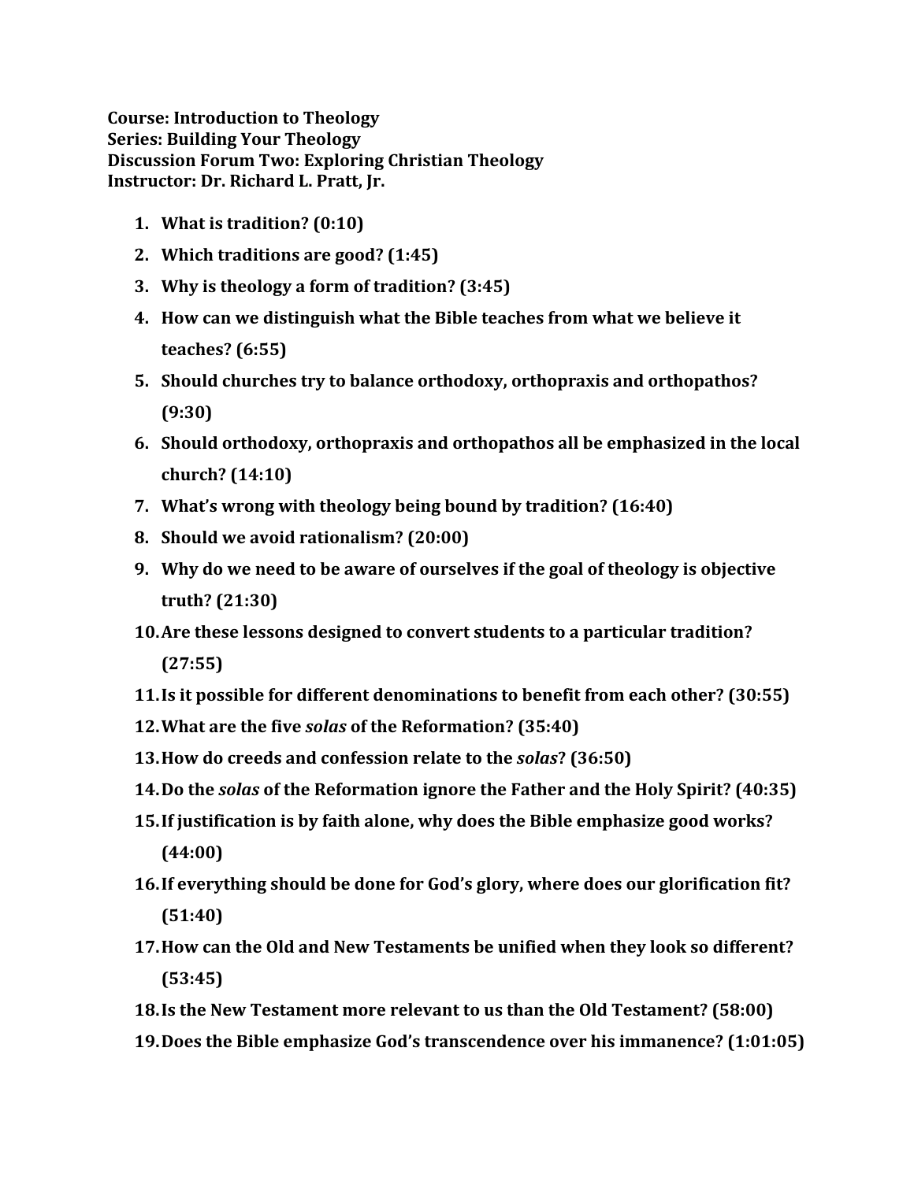**Course: Introduction to Theology**
**Series: Building Your Theology**
**Discussion Forum Two: Exploring Christian Theology**
**Instructor: Dr. Richard L. Pratt, Jr.**

1. **What is tradition? (0:10)**
2. **Which traditions are good? (1:45)**
3. **Why is theology a form of tradition? (3:45)**
4. **How can we distinguish what the Bible teaches from what we believe it teaches? (6:55)**
5. **Should churches try to balance orthodoxy, orthopraxis and orthopathos? (9:30)**
6. **Should orthodoxy, orthopraxis and orthopathos all be emphasized in the local church? (14:10)**
7. **What's wrong with theology being bound by tradition? (16:40)**
8. **Should we avoid rationalism? (20:00)**
9. **Why do we need to be aware of ourselves if the goal of theology is objective truth? (21:30)**
10. **Are these lessons designed to convert students to a particular tradition? (27:55)**
11. **Is it possible for different denominations to benefit from each other? (30:55)**
12. **What are the five *solas* of the Reformation? (35:40)**
13. **How do creeds and confession relate to the *solas*? (36:50)**
14. **Do the *solas* of the Reformation ignore the Father and the Holy Spirit? (40:35)**
15. **If justification is by faith alone, why does the Bible emphasize good works? (44:00)**
16. **If everything should be done for God's glory, where does our glorification fit? (51:40)**
17. **How can the Old and New Testaments be unified when they look so different? (53:45)**
18. **Is the New Testament more relevant to us than the Old Testament? (58:00)**
19. **Does the Bible emphasize God's transcendence over his immanence? (1:01:05)**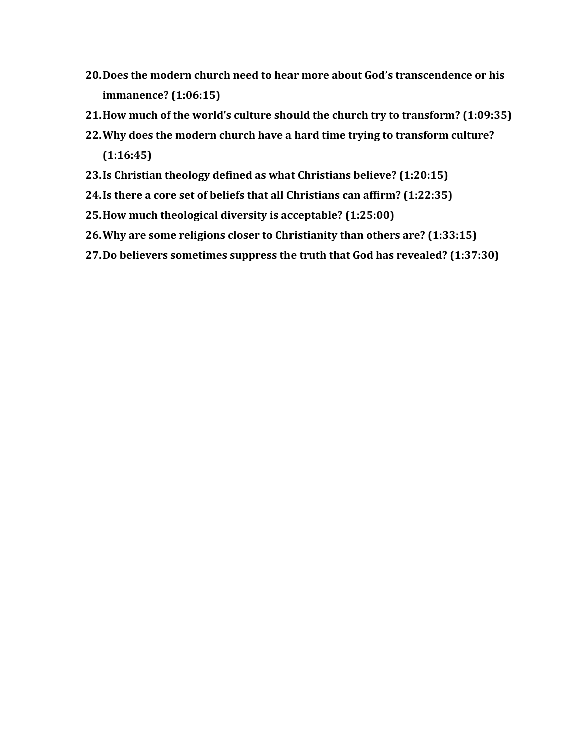20. **Does the modern church need to hear more about God's transcendence or his immanence? (1:06:15)**
21. **How much of the world's culture should the church try to transform? (1:09:35)**
22. **Why does the modern church have a hard time trying to transform culture? (1:16:45)**
23. **Is Christian theology defined as what Christians believe? (1:20:15)**
24. **Is there a core set of beliefs that all Christians can affirm? (1:22:35)**
25. **How much theological diversity is acceptable? (1:25:00)**
26. **Why are some religions closer to Christianity than others are? (1:33:15)**
27. **Do believers sometimes suppress the truth that God has revealed? (1:37:30)**